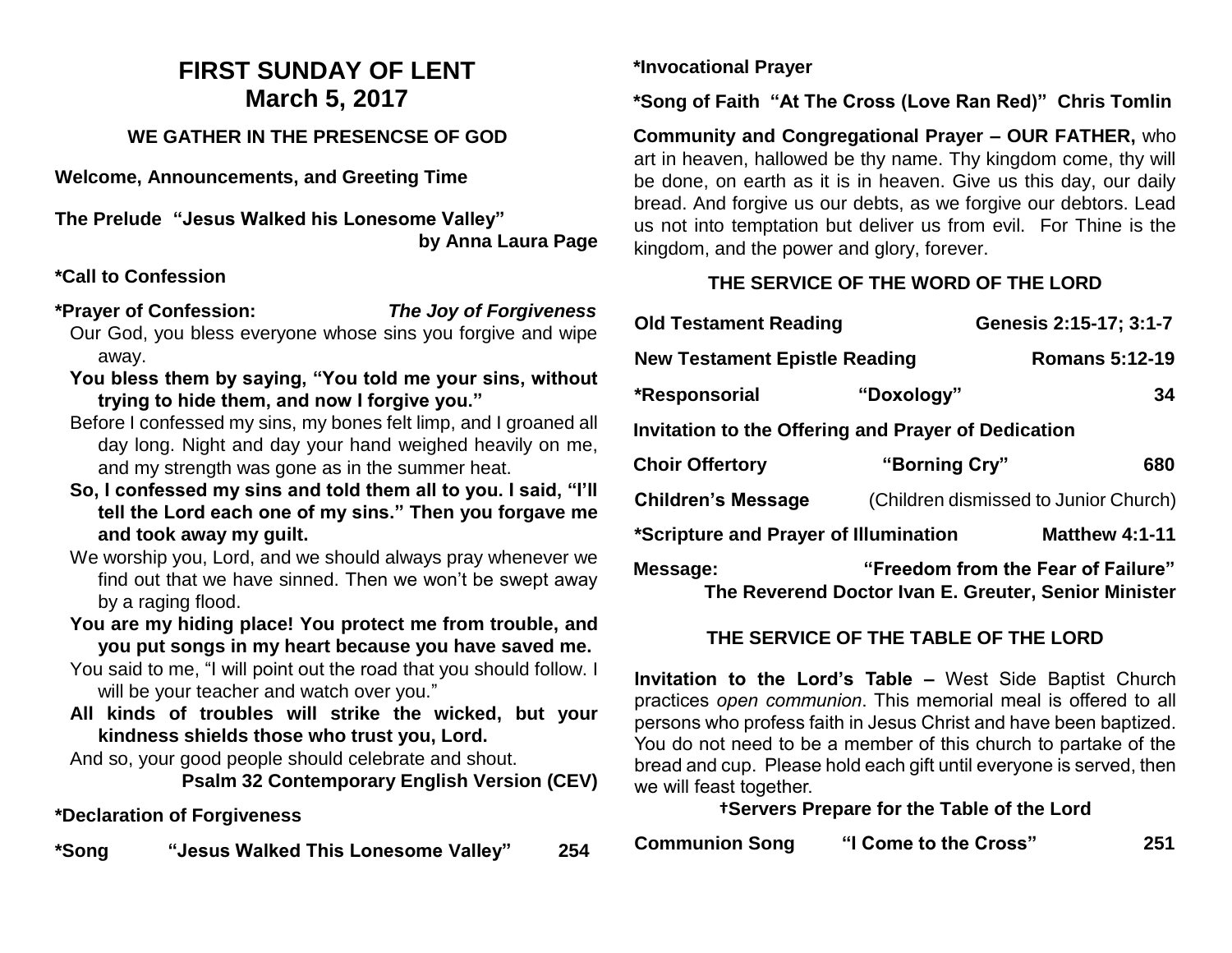# FIRST SUNDAY OF LENT
# March 5, 2017

## WE GATHER IN THE PRESENCSE OF GOD

**Welcome, Announcements, and Greeting Time**

**The Prelude "Jesus Walked his Lonesome Valley"**
**by Anna Laura Page**

**\*Call to Confession**

**\*Prayer of Confession:** ***The Joy of Forgiveness***

Our God, you bless everyone whose sins you forgive and wipe away.

**You bless them by saying, "You told me your sins, without trying to hide them, and now I forgive you."**

Before I confessed my sins, my bones felt limp, and I groaned all day long. Night and day your hand weighed heavily on me, and my strength was gone as in the summer heat.

**So, I confessed my sins and told them all to you. I said, "I'll tell the Lord each one of my sins." Then you forgave me and took away my guilt.**

We worship you, Lord, and we should always pray whenever we find out that we have sinned. Then we won't be swept away by a raging flood.

**You are my hiding place! You protect me from trouble, and you put songs in my heart because you have saved me.**

You said to me, "I will point out the road that you should follow. I will be your teacher and watch over you."

**All kinds of troubles will strike the wicked, but your kindness shields those who trust you, Lord.**

And so, your good people should celebrate and shout.

**Psalm 32 Contemporary English Version (CEV)**

**\*Declaration of Forgiveness**

**\*Song "Jesus Walked This Lonesome Valley" 254**

**\*Invocational Prayer**

**\*Song of Faith "At The Cross (Love Ran Red)" Chris Tomlin**

**Community and Congregational Prayer – OUR FATHER,** who art in heaven, hallowed be thy name. Thy kingdom come, thy will be done, on earth as it is in heaven. Give us this day, our daily bread. And forgive us our debts, as we forgive our debtors. Lead us not into temptation but deliver us from evil. For Thine is the kingdom, and the power and glory, forever.

## THE SERVICE OF THE WORD OF THE LORD

**Old Testament Reading** **Genesis 2:15-17; 3:1-7**

**New Testament Epistle Reading** **Romans 5:12-19**

**\*Responsorial "Doxology" 34**

**Invitation to the Offering and Prayer of Dedication**

**Choir Offertory "Borning Cry" 680**

**Children's Message** (Children dismissed to Junior Church)

**\*Scripture and Prayer of Illumination** **Matthew 4:1-11**

**Message: "Freedom from the Fear of Failure"**
**The Reverend Doctor Ivan E. Greuter, Senior Minister**

## THE SERVICE OF THE TABLE OF THE LORD

**Invitation to the Lord's Table –** West Side Baptist Church practices *open communion*. This memorial meal is offered to all persons who profess faith in Jesus Christ and have been baptized. You do not need to be a member of this church to partake of the bread and cup. Please hold each gift until everyone is served, then we will feast together.

**†Servers Prepare for the Table of the Lord**

**Communion Song "I Come to the Cross" 251**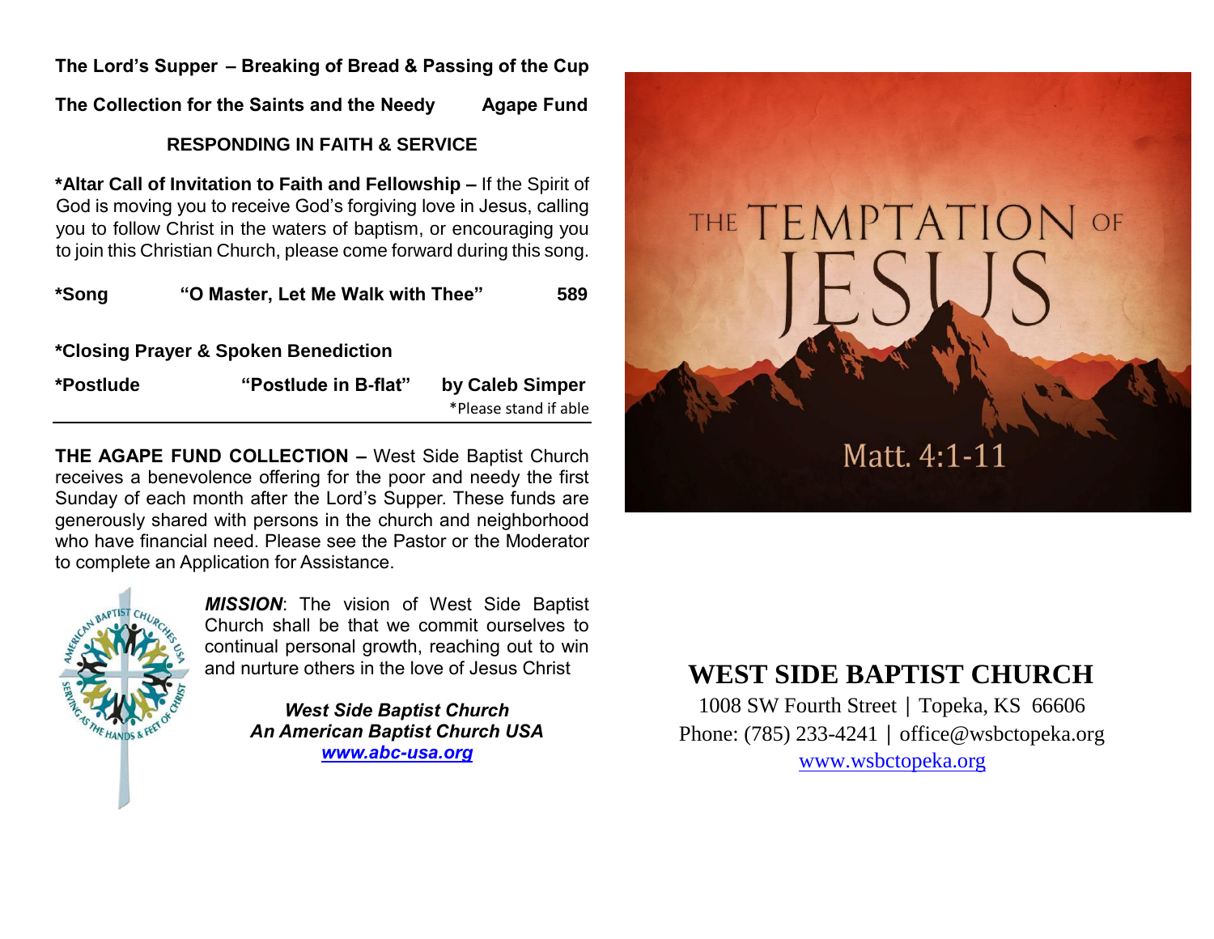**The Lord's Supper – Breaking of Bread & Passing of the Cup**

**The Collection for the Saints and the Needy** **Agape Fund**

**RESPONDING IN FAITH & SERVICE**

**\*Altar Call of Invitation to Faith and Fellowship –** If the Spirit of God is moving you to receive God's forgiving love in Jesus, calling you to follow Christ in the waters of baptism, or encouraging you to join this Christian Church, please come forward during this song.

**\*Song** **"O Master, Let Me Walk with Thee"** **589**

**\*Closing Prayer & Spoken Benediction**

**\*Postlude** **"Postlude in B-flat"** **by Caleb Simper**

\*Please stand if able

---

**THE AGAPE FUND COLLECTION –** West Side Baptist Church receives a benevolence offering for the poor and needy the first Sunday of each month after the Lord's Supper. These funds are generously shared with persons in the church and neighborhood who have financial need. Please see the Pastor or the Moderator to complete an Application for Assistance.

***MISSION***: The vision of West Side Baptist Church shall be that we commit ourselves to continual personal growth, reaching out to win and nurture others in the love of Jesus Christ

***West Side Baptist Church***
***An American Baptist Church USA***
***www.abc-usa.org***

THE TEMPTATION OF JESUS

Matt. 4:1-11

# WEST SIDE BAPTIST CHURCH

1008 SW Fourth Street | Topeka, KS 66606
Phone: (785) 233-4241 | office@wsbctopeka.org
www.wsbctopeka.org